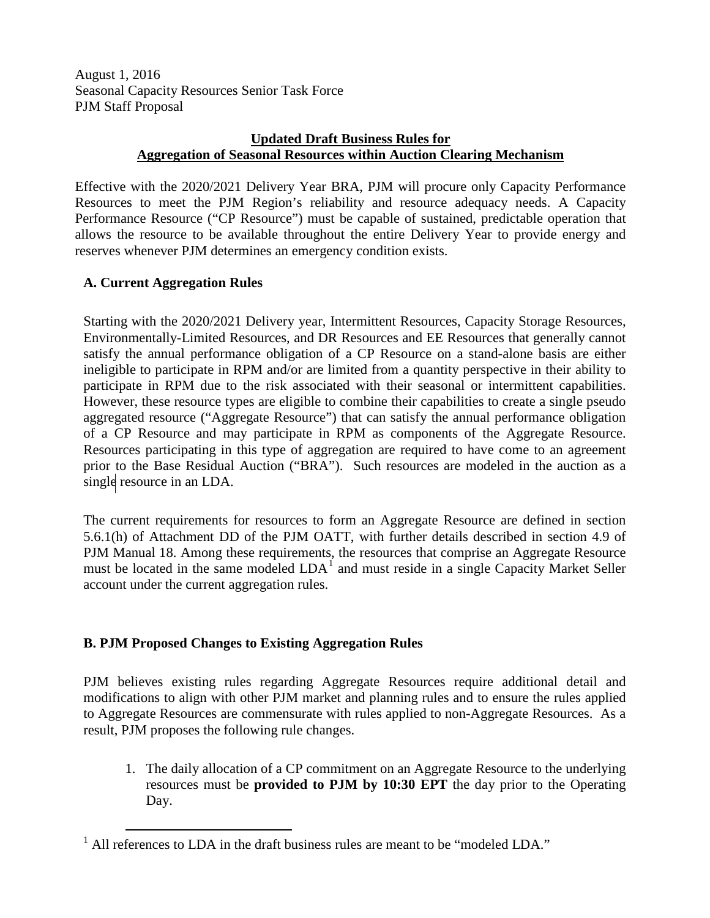August 1, 2016
Seasonal Capacity Resources Senior Task Force
PJM Staff Proposal

**Updated Draft Business Rules for Aggregation of Seasonal Resources within Auction Clearing Mechanism**

Effective with the 2020/2021 Delivery Year BRA, PJM will procure only Capacity Performance Resources to meet the PJM Region's reliability and resource adequacy needs. A Capacity Performance Resource ("CP Resource") must be capable of sustained, predictable operation that allows the resource to be available throughout the entire Delivery Year to provide energy and reserves whenever PJM determines an emergency condition exists.

## A. Current Aggregation Rules

Starting with the 2020/2021 Delivery year, Intermittent Resources, Capacity Storage Resources, Environmentally-Limited Resources, and DR Resources and EE Resources that generally cannot satisfy the annual performance obligation of a CP Resource on a stand-alone basis are either ineligible to participate in RPM and/or are limited from a quantity perspective in their ability to participate in RPM due to the risk associated with their seasonal or intermittent capabilities. However, these resource types are eligible to combine their capabilities to create a single pseudo aggregated resource ("Aggregate Resource") that can satisfy the annual performance obligation of a CP Resource and may participate in RPM as components of the Aggregate Resource. Resources participating in this type of aggregation are required to have come to an agreement prior to the Base Residual Auction ("BRA"). Such resources are modeled in the auction as a single resource in an LDA.

The current requirements for resources to form an Aggregate Resource are defined in section 5.6.1(h) of Attachment DD of the PJM OATT, with further details described in section 4.9 of PJM Manual 18. Among these requirements, the resources that comprise an Aggregate Resource must be located in the same modeled LDA[1] and must reside in a single Capacity Market Seller account under the current aggregation rules.

## B. PJM Proposed Changes to Existing Aggregation Rules

PJM believes existing rules regarding Aggregate Resources require additional detail and modifications to align with other PJM market and planning rules and to ensure the rules applied to Aggregate Resources are commensurate with rules applied to non-Aggregate Resources. As a result, PJM proposes the following rule changes.

1. The daily allocation of a CP commitment on an Aggregate Resource to the underlying resources must be **provided to PJM by 10:30 EPT** the day prior to the Operating Day.

[1] All references to LDA in the draft business rules are meant to be "modeled LDA."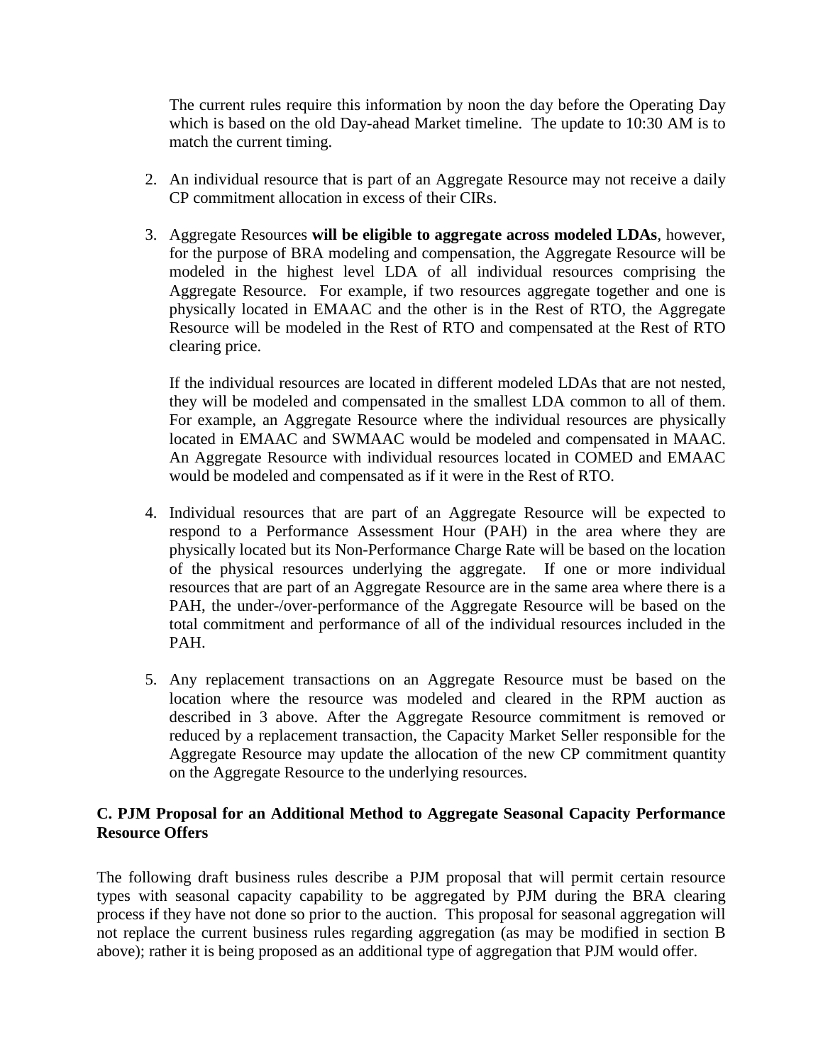The current rules require this information by noon the day before the Operating Day which is based on the old Day-ahead Market timeline. The update to 10:30 AM is to match the current timing.

2. An individual resource that is part of an Aggregate Resource may not receive a daily CP commitment allocation in excess of their CIRs.

3. Aggregate Resources **will be eligible to aggregate across modeled LDAs**, however, for the purpose of BRA modeling and compensation, the Aggregate Resource will be modeled in the highest level LDA of all individual resources comprising the Aggregate Resource. For example, if two resources aggregate together and one is physically located in EMAAC and the other is in the Rest of RTO, the Aggregate Resource will be modeled in the Rest of RTO and compensated at the Rest of RTO clearing price.

   If the individual resources are located in different modeled LDAs that are not nested, they will be modeled and compensated in the smallest LDA common to all of them. For example, an Aggregate Resource where the individual resources are physically located in EMAAC and SWMAAC would be modeled and compensated in MAAC. An Aggregate Resource with individual resources located in COMED and EMAAC would be modeled and compensated as if it were in the Rest of RTO.

4. Individual resources that are part of an Aggregate Resource will be expected to respond to a Performance Assessment Hour (PAH) in the area where they are physically located but its Non-Performance Charge Rate will be based on the location of the physical resources underlying the aggregate. If one or more individual resources that are part of an Aggregate Resource are in the same area where there is a PAH, the under-/over-performance of the Aggregate Resource will be based on the total commitment and performance of all of the individual resources included in the PAH.

5. Any replacement transactions on an Aggregate Resource must be based on the location where the resource was modeled and cleared in the RPM auction as described in 3 above. After the Aggregate Resource commitment is removed or reduced by a replacement transaction, the Capacity Market Seller responsible for the Aggregate Resource may update the allocation of the new CP commitment quantity on the Aggregate Resource to the underlying resources.

**C. PJM Proposal for an Additional Method to Aggregate Seasonal Capacity Performance Resource Offers**

The following draft business rules describe a PJM proposal that will permit certain resource types with seasonal capacity capability to be aggregated by PJM during the BRA clearing process if they have not done so prior to the auction. This proposal for seasonal aggregation will not replace the current business rules regarding aggregation (as may be modified in section B above); rather it is being proposed as an additional type of aggregation that PJM would offer.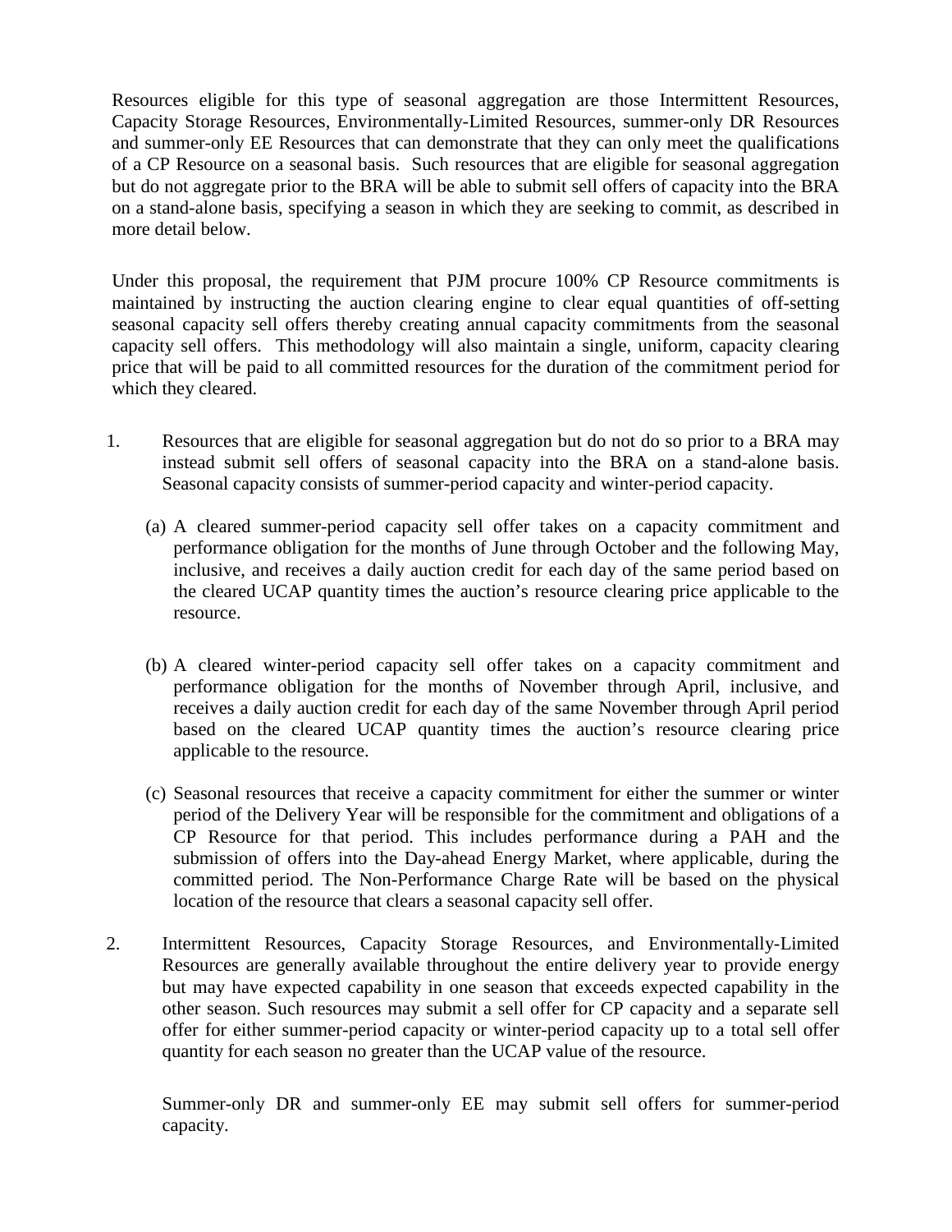Resources eligible for this type of seasonal aggregation are those Intermittent Resources, Capacity Storage Resources, Environmentally-Limited Resources, summer-only DR Resources and summer-only EE Resources that can demonstrate that they can only meet the qualifications of a CP Resource on a seasonal basis. Such resources that are eligible for seasonal aggregation but do not aggregate prior to the BRA will be able to submit sell offers of capacity into the BRA on a stand-alone basis, specifying a season in which they are seeking to commit, as described in more detail below.

Under this proposal, the requirement that PJM procure 100% CP Resource commitments is maintained by instructing the auction clearing engine to clear equal quantities of off-setting seasonal capacity sell offers thereby creating annual capacity commitments from the seasonal capacity sell offers. This methodology will also maintain a single, uniform, capacity clearing price that will be paid to all committed resources for the duration of the commitment period for which they cleared.

1. Resources that are eligible for seasonal aggregation but do not do so prior to a BRA may instead submit sell offers of seasonal capacity into the BRA on a stand-alone basis. Seasonal capacity consists of summer-period capacity and winter-period capacity.

   (a) A cleared summer-period capacity sell offer takes on a capacity commitment and performance obligation for the months of June through October and the following May, inclusive, and receives a daily auction credit for each day of the same period based on the cleared UCAP quantity times the auction's resource clearing price applicable to the resource.

   (b) A cleared winter-period capacity sell offer takes on a capacity commitment and performance obligation for the months of November through April, inclusive, and receives a daily auction credit for each day of the same November through April period based on the cleared UCAP quantity times the auction's resource clearing price applicable to the resource.

   (c) Seasonal resources that receive a capacity commitment for either the summer or winter period of the Delivery Year will be responsible for the commitment and obligations of a CP Resource for that period. This includes performance during a PAH and the submission of offers into the Day-ahead Energy Market, where applicable, during the committed period. The Non-Performance Charge Rate will be based on the physical location of the resource that clears a seasonal capacity sell offer.

2. Intermittent Resources, Capacity Storage Resources, and Environmentally-Limited Resources are generally available throughout the entire delivery year to provide energy but may have expected capability in one season that exceeds expected capability in the other season. Such resources may submit a sell offer for CP capacity and a separate sell offer for either summer-period capacity or winter-period capacity up to a total sell offer quantity for each season no greater than the UCAP value of the resource.

   Summer-only DR and summer-only EE may submit sell offers for summer-period capacity.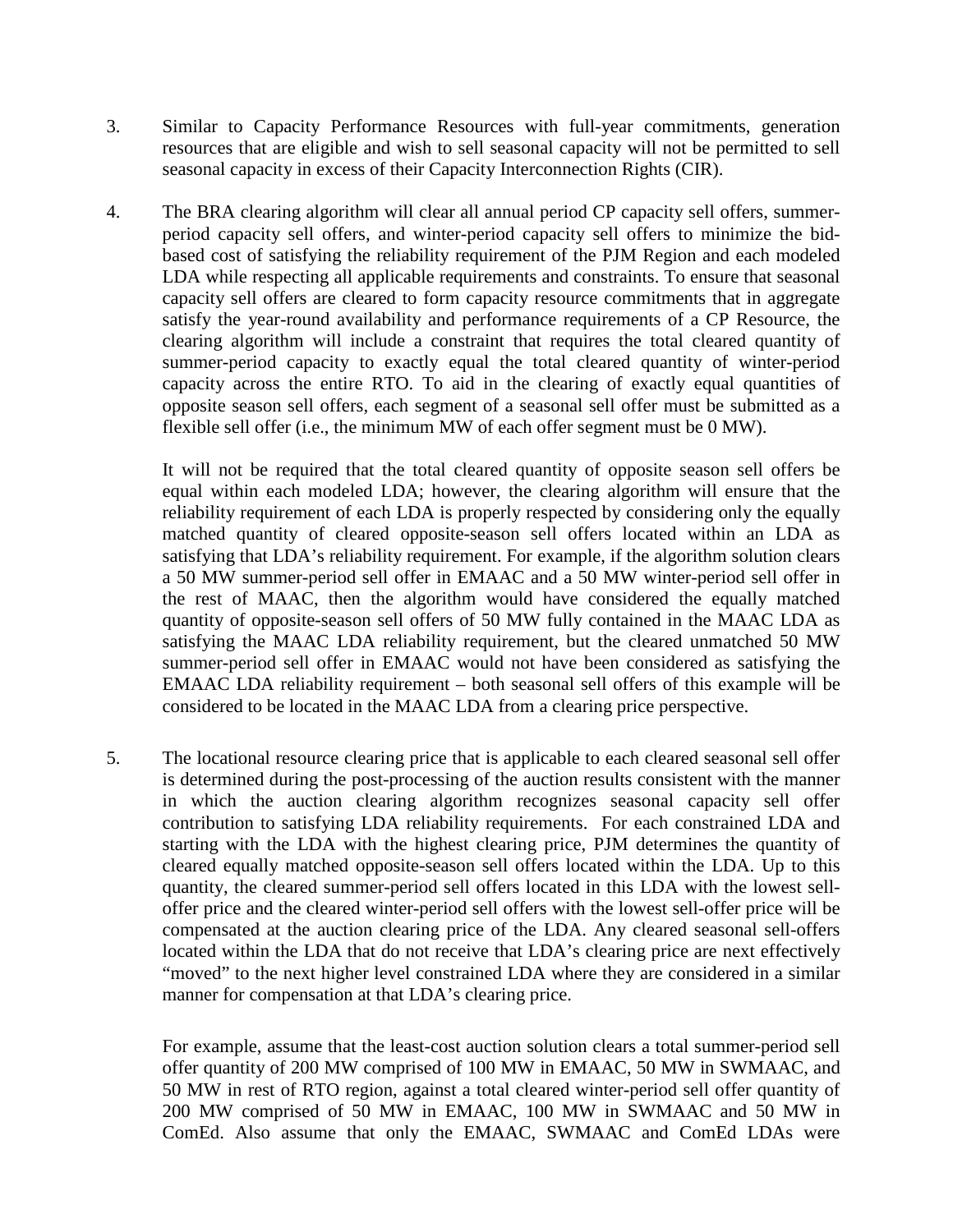3. Similar to Capacity Performance Resources with full-year commitments, generation resources that are eligible and wish to sell seasonal capacity will not be permitted to sell seasonal capacity in excess of their Capacity Interconnection Rights (CIR).

4. The BRA clearing algorithm will clear all annual period CP capacity sell offers, summer-period capacity sell offers, and winter-period capacity sell offers to minimize the bid-based cost of satisfying the reliability requirement of the PJM Region and each modeled LDA while respecting all applicable requirements and constraints. To ensure that seasonal capacity sell offers are cleared to form capacity resource commitments that in aggregate satisfy the year-round availability and performance requirements of a CP Resource, the clearing algorithm will include a constraint that requires the total cleared quantity of summer-period capacity to exactly equal the total cleared quantity of winter-period capacity across the entire RTO. To aid in the clearing of exactly equal quantities of opposite season sell offers, each segment of a seasonal sell offer must be submitted as a flexible sell offer (i.e., the minimum MW of each offer segment must be 0 MW).

   It will not be required that the total cleared quantity of opposite season sell offers be equal within each modeled LDA; however, the clearing algorithm will ensure that the reliability requirement of each LDA is properly respected by considering only the equally matched quantity of cleared opposite-season sell offers located within an LDA as satisfying that LDA's reliability requirement. For example, if the algorithm solution clears a 50 MW summer-period sell offer in EMAAC and a 50 MW winter-period sell offer in the rest of MAAC, then the algorithm would have considered the equally matched quantity of opposite-season sell offers of 50 MW fully contained in the MAAC LDA as satisfying the MAAC LDA reliability requirement, but the cleared unmatched 50 MW summer-period sell offer in EMAAC would not have been considered as satisfying the EMAAC LDA reliability requirement – both seasonal sell offers of this example will be considered to be located in the MAAC LDA from a clearing price perspective.

5. The locational resource clearing price that is applicable to each cleared seasonal sell offer is determined during the post-processing of the auction results consistent with the manner in which the auction clearing algorithm recognizes seasonal capacity sell offer contribution to satisfying LDA reliability requirements. For each constrained LDA and starting with the LDA with the highest clearing price, PJM determines the quantity of cleared equally matched opposite-season sell offers located within the LDA. Up to this quantity, the cleared summer-period sell offers located in this LDA with the lowest sell-offer price and the cleared winter-period sell offers with the lowest sell-offer price will be compensated at the auction clearing price of the LDA. Any cleared seasonal sell-offers located within the LDA that do not receive that LDA's clearing price are next effectively "moved" to the next higher level constrained LDA where they are considered in a similar manner for compensation at that LDA's clearing price.

   For example, assume that the least-cost auction solution clears a total summer-period sell offer quantity of 200 MW comprised of 100 MW in EMAAC, 50 MW in SWMAAC, and 50 MW in rest of RTO region, against a total cleared winter-period sell offer quantity of 200 MW comprised of 50 MW in EMAAC, 100 MW in SWMAAC and 50 MW in ComEd. Also assume that only the EMAAC, SWMAAC and ComEd LDAs were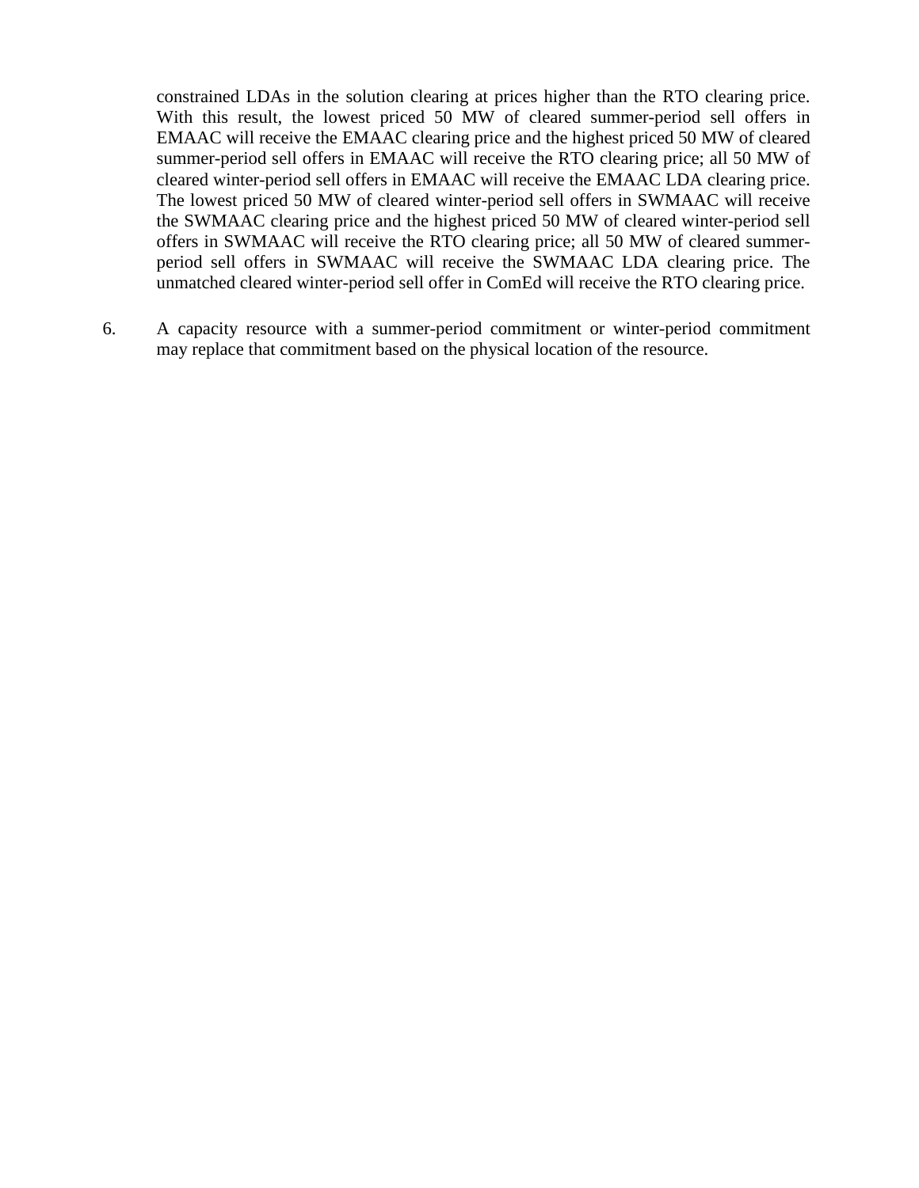constrained LDAs in the solution clearing at prices higher than the RTO clearing price. With this result, the lowest priced 50 MW of cleared summer-period sell offers in EMAAC will receive the EMAAC clearing price and the highest priced 50 MW of cleared summer-period sell offers in EMAAC will receive the RTO clearing price; all 50 MW of cleared winter-period sell offers in EMAAC will receive the EMAAC LDA clearing price. The lowest priced 50 MW of cleared winter-period sell offers in SWMAAC will receive the SWMAAC clearing price and the highest priced 50 MW of cleared winter-period sell offers in SWMAAC will receive the RTO clearing price; all 50 MW of cleared summer-period sell offers in SWMAAC will receive the SWMAAC LDA clearing price. The unmatched cleared winter-period sell offer in ComEd will receive the RTO clearing price.

6. A capacity resource with a summer-period commitment or winter-period commitment may replace that commitment based on the physical location of the resource.